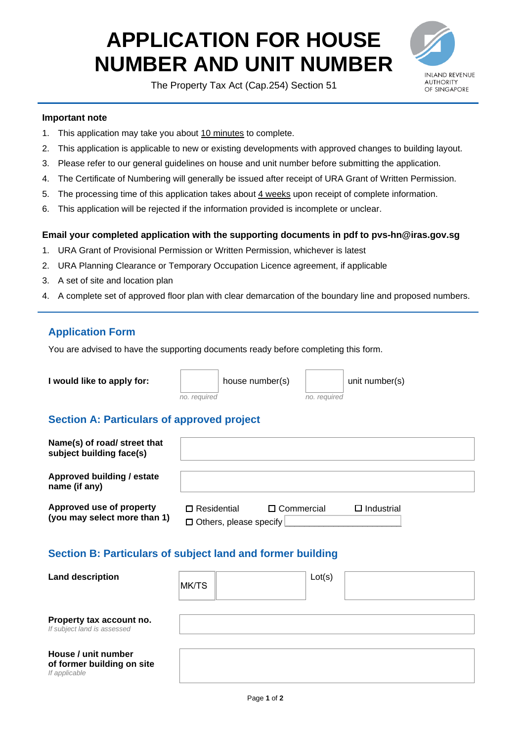# APPLICATION FOR HOUSE NUMBER AND UNIT NUMBER

The Property Tax Act (Cap.254) Section 51

INLAND REVENUE AUTHORITY OF SINGAPORE

**Important note**

1. This application may take you about 10 minutes to complete.
2. This application is applicable to new or existing developments with approved changes to building layout.
3. Please refer to our general guidelines on house and unit number before submitting the application.
4. The Certificate of Numbering will generally be issued after receipt of URA Grant of Written Permission.
5. The processing time of this application takes about 4 weeks upon receipt of complete information.
6. This application will be rejected if the information provided is incomplete or unclear.

**Email your completed application with the supporting documents in pdf to pvs-hn@iras.gov.sg**

1. URA Grant of Provisional Permission or Written Permission, whichever is latest
2. URA Planning Clearance or Temporary Occupation Licence agreement, if applicable
3. A set of site and location plan
4. A complete set of approved floor plan with clear demarcation of the boundary line and proposed numbers.

## Application Form

You are advised to have the supporting documents ready before completing this form.

**I would like to apply for:** ______ house number(s) ______ unit number(s)

*no. required* *no. required*

## Section A: Particulars of approved project

| | |
|---|---|
| **Name(s) of road/ street that subject building face(s)** | |
| **Approved building / estate name (if any)** | |
| **Approved use of property (you may select more than 1)** | ☐ Residential ☐ Commercial ☐ Industrial<br>☐ Others, please specify ______ |

## Section B: Particulars of subject land and former building

| | |
|---|---|
| **Land description** | MK/TS ______ Lot(s) ______ |
| **Property tax account no.**<br>*If subject land is assessed* | |
| **House / unit number of former building on site**<br>*If applicable* | |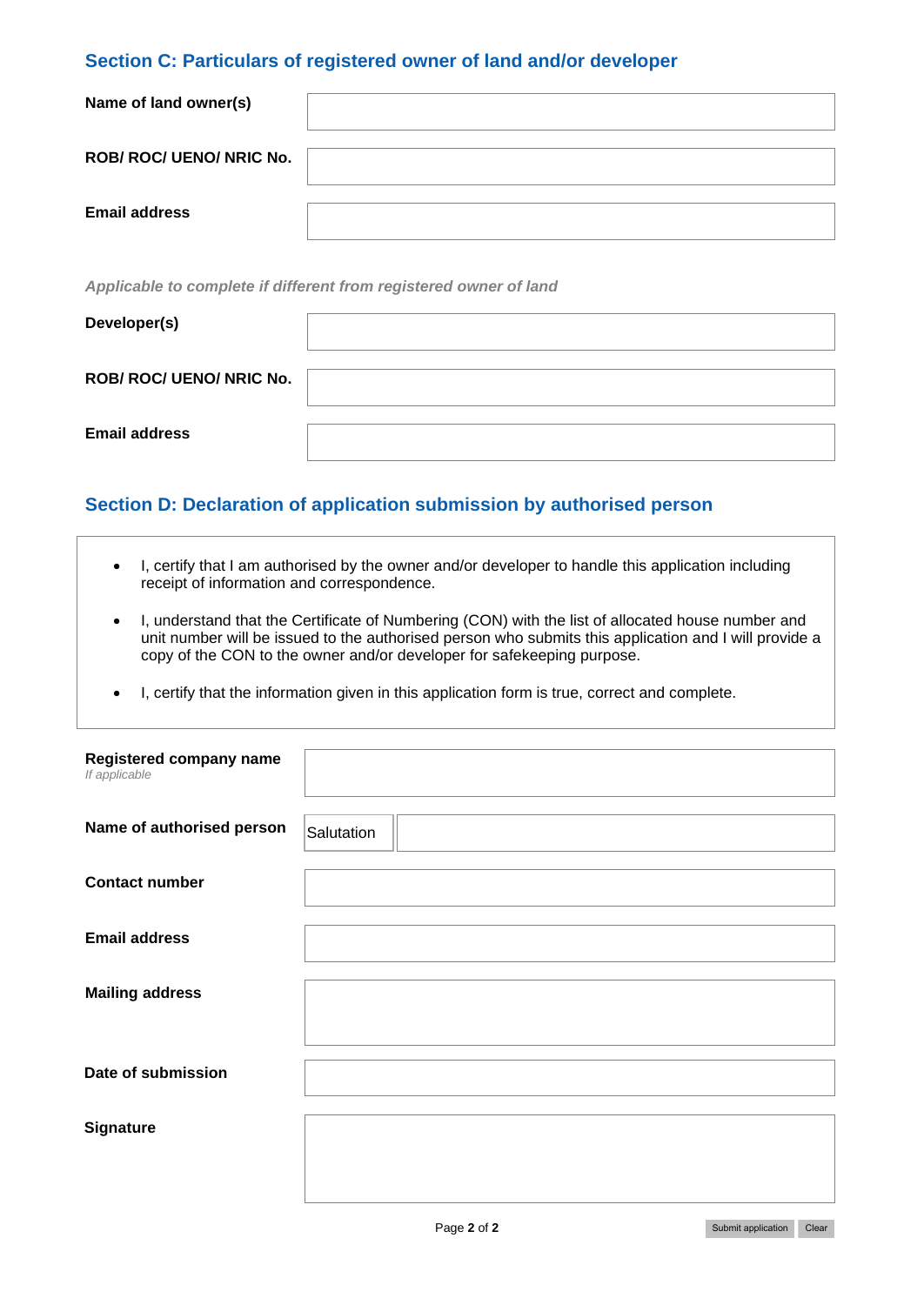## Section C: Particulars of registered owner of land and/or developer

| | |
|---|---|
| **Name of land owner(s)** | |
| **ROB/ ROC/ UENO/ NRIC No.** | |
| **Email address** | |

*Applicable to complete if different from registered owner of land*

| | |
|---|---|
| **Developer(s)** | |
| **ROB/ ROC/ UENO/ NRIC No.** | |
| **Email address** | |

## Section D: Declaration of application submission by authorised person

- I, certify that I am authorised by the owner and/or developer to handle this application including receipt of information and correspondence.
- I, understand that the Certificate of Numbering (CON) with the list of allocated house number and unit number will be issued to the authorised person who submits this application and I will provide a copy of the CON to the owner and/or developer for safekeeping purpose.
- I, certify that the information given in this application form is true, correct and complete.

| | | |
|---|---|---|
| **Registered company name** *If applicable* | | |
| **Name of authorised person** | Salutation | |
| **Contact number** | | |
| **Email address** | | |
| **Mailing address** | | |
| **Date of submission** | | |
| **Signature** | | |

Submit application | Clear